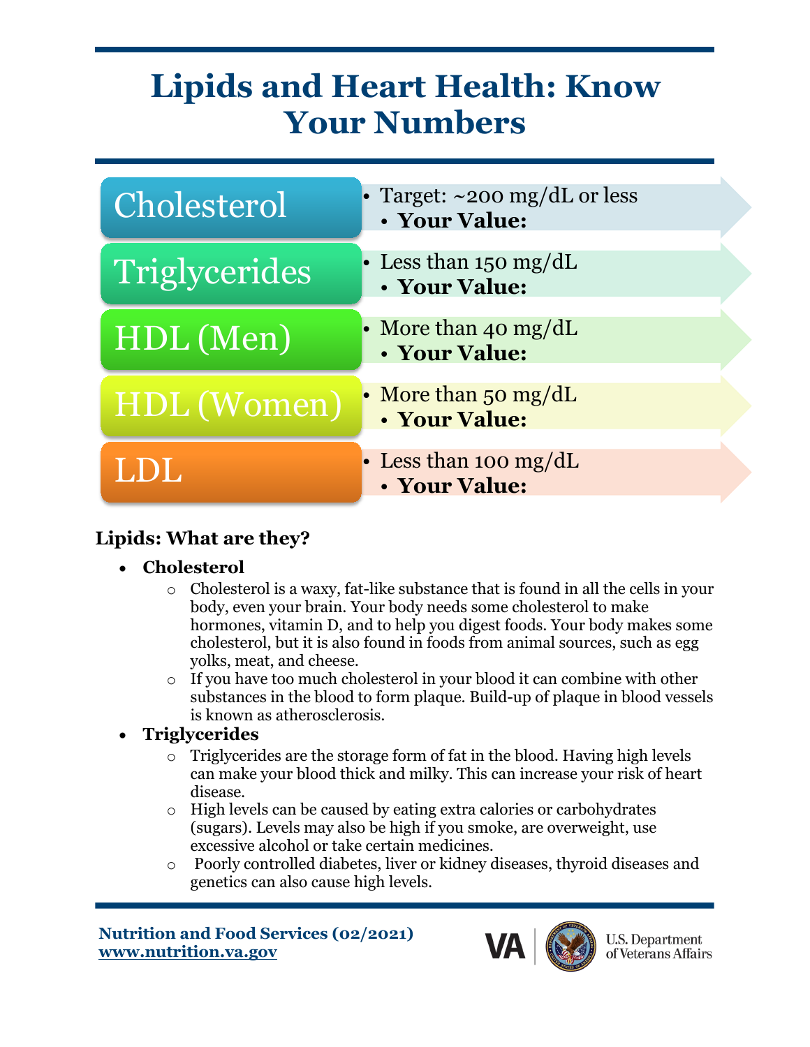# Lipids and Heart Health: Know Your Numbers

| | |
|---|---|
| Cholesterol | • Target: ~200 mg/dL or less<br>• **Your Value:** |
| Triglycerides | • Less than 150 mg/dL<br>• **Your Value:** |
| HDL (Men) | • More than 40 mg/dL<br>• **Your Value:** |
| HDL (Women) | • More than 50 mg/dL<br>• **Your Value:** |
| LDL | • Less than 100 mg/dL<br>• **Your Value:** |

**Lipids: What are they?**

- **Cholesterol**
  - Cholesterol is a waxy, fat-like substance that is found in all the cells in your body, even your brain. Your body needs some cholesterol to make hormones, vitamin D, and to help you digest foods. Your body makes some cholesterol, but it is also found in foods from animal sources, such as egg yolks, meat, and cheese.
  - If you have too much cholesterol in your blood it can combine with other substances in the blood to form plaque. Build-up of plaque in blood vessels is known as atherosclerosis.
- **Triglycerides**
  - Triglycerides are the storage form of fat in the blood. Having high levels can make your blood thick and milky. This can increase your risk of heart disease.
  - High levels can be caused by eating extra calories or carbohydrates (sugars). Levels may also be high if you smoke, are overweight, use excessive alcohol or take certain medicines.
  - Poorly controlled diabetes, liver or kidney diseases, thyroid diseases and genetics can also cause high levels.

**Nutrition and Food Services (02/2021)**
**www.nutrition.va.gov**

VA U.S. Department of Veterans Affairs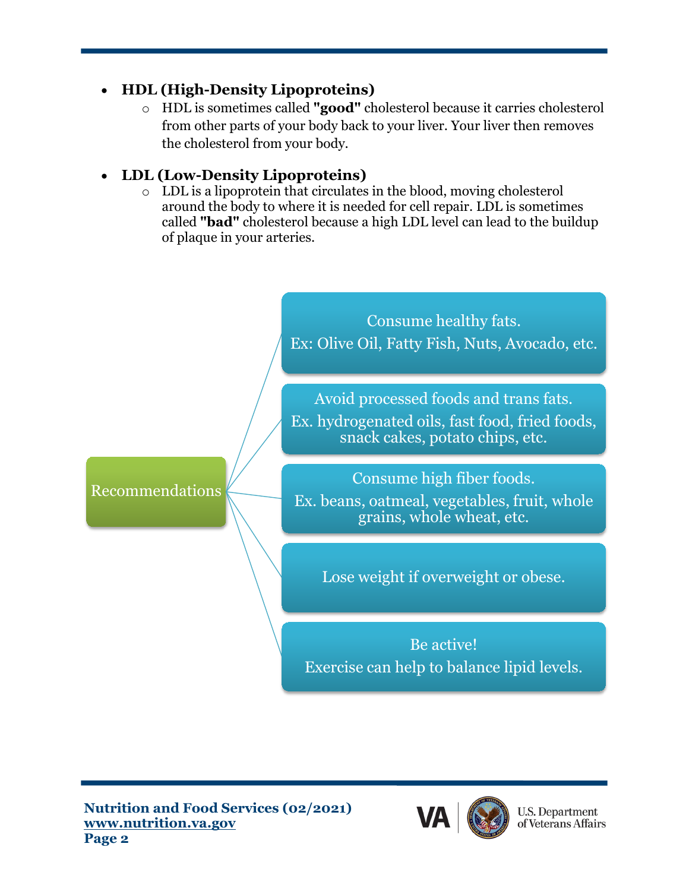- **HDL (High-Density Lipoproteins)**
  - HDL is sometimes called **"good"** cholesterol because it carries cholesterol from other parts of your body back to your liver. Your liver then removes the cholesterol from your body.
- **LDL (Low-Density Lipoproteins)**
  - LDL is a lipoprotein that circulates in the blood, moving cholesterol around the body to where it is needed for cell repair. LDL is sometimes called **"bad"** cholesterol because a high LDL level can lead to the buildup of plaque in your arteries.

Recommendations

- Consume healthy fats.
  Ex: Olive Oil, Fatty Fish, Nuts, Avocado, etc.
- Avoid processed foods and trans fats.
  Ex. hydrogenated oils, fast food, fried foods, snack cakes, potato chips, etc.
- Consume high fiber foods.
  Ex. beans, oatmeal, vegetables, fruit, whole grains, whole wheat, etc.
- Lose weight if overweight or obese.
- Be active!
  Exercise can help to balance lipid levels.

**Nutrition and Food Services (02/2021)**
**www.nutrition.va.gov**

VA U.S. Department of Veterans Affairs